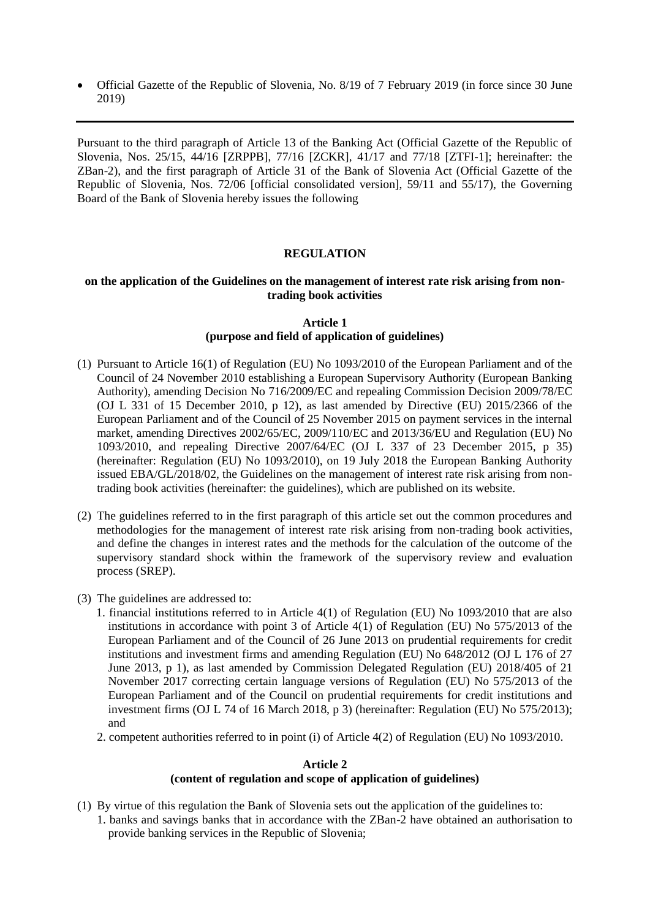- Official Gazette of the Republic of Slovenia, No. 8/19 of 7 February 2019 (in force since 30 June 2019)

---

Pursuant to the third paragraph of Article 13 of the Banking Act (Official Gazette of the Republic of Slovenia, Nos. 25/15, 44/16 [ZRPPB], 77/16 [ZCKR], 41/17 and 77/18 [ZTFI-1]; hereinafter: the ZBan-2), and the first paragraph of Article 31 of the Bank of Slovenia Act (Official Gazette of the Republic of Slovenia, Nos. 72/06 [official consolidated version], 59/11 and 55/17), the Governing Board of the Bank of Slovenia hereby issues the following

# REGULATION

## on the application of the Guidelines on the management of interest rate risk arising from non-trading book activities

### Article 1
### (purpose and field of application of guidelines)

(1) Pursuant to Article 16(1) of Regulation (EU) No 1093/2010 of the European Parliament and of the Council of 24 November 2010 establishing a European Supervisory Authority (European Banking Authority), amending Decision No 716/2009/EC and repealing Commission Decision 2009/78/EC (OJ L 331 of 15 December 2010, p 12), as last amended by Directive (EU) 2015/2366 of the European Parliament and of the Council of 25 November 2015 on payment services in the internal market, amending Directives 2002/65/EC, 2009/110/EC and 2013/36/EU and Regulation (EU) No 1093/2010, and repealing Directive 2007/64/EC (OJ L 337 of 23 December 2015, p 35) (hereinafter: Regulation (EU) No 1093/2010), on 19 July 2018 the European Banking Authority issued EBA/GL/2018/02, the Guidelines on the management of interest rate risk arising from non-trading book activities (hereinafter: the guidelines), which are published on its website.

(2) The guidelines referred to in the first paragraph of this article set out the common procedures and methodologies for the management of interest rate risk arising from non-trading book activities, and define the changes in interest rates and the methods for the calculation of the outcome of the supervisory standard shock within the framework of the supervisory review and evaluation process (SREP).

(3) The guidelines are addressed to:

1. financial institutions referred to in Article 4(1) of Regulation (EU) No 1093/2010 that are also institutions in accordance with point 3 of Article 4(1) of Regulation (EU) No 575/2013 of the European Parliament and of the Council of 26 June 2013 on prudential requirements for credit institutions and investment firms and amending Regulation (EU) No 648/2012 (OJ L 176 of 27 June 2013, p 1), as last amended by Commission Delegated Regulation (EU) 2018/405 of 21 November 2017 correcting certain language versions of Regulation (EU) No 575/2013 of the European Parliament and of the Council on prudential requirements for credit institutions and investment firms (OJ L 74 of 16 March 2018, p 3) (hereinafter: Regulation (EU) No 575/2013); and
2. competent authorities referred to in point (i) of Article 4(2) of Regulation (EU) No 1093/2010.

### Article 2
### (content of regulation and scope of application of guidelines)

(1) By virtue of this regulation the Bank of Slovenia sets out the application of the guidelines to:

1. banks and savings banks that in accordance with the ZBan-2 have obtained an authorisation to provide banking services in the Republic of Slovenia;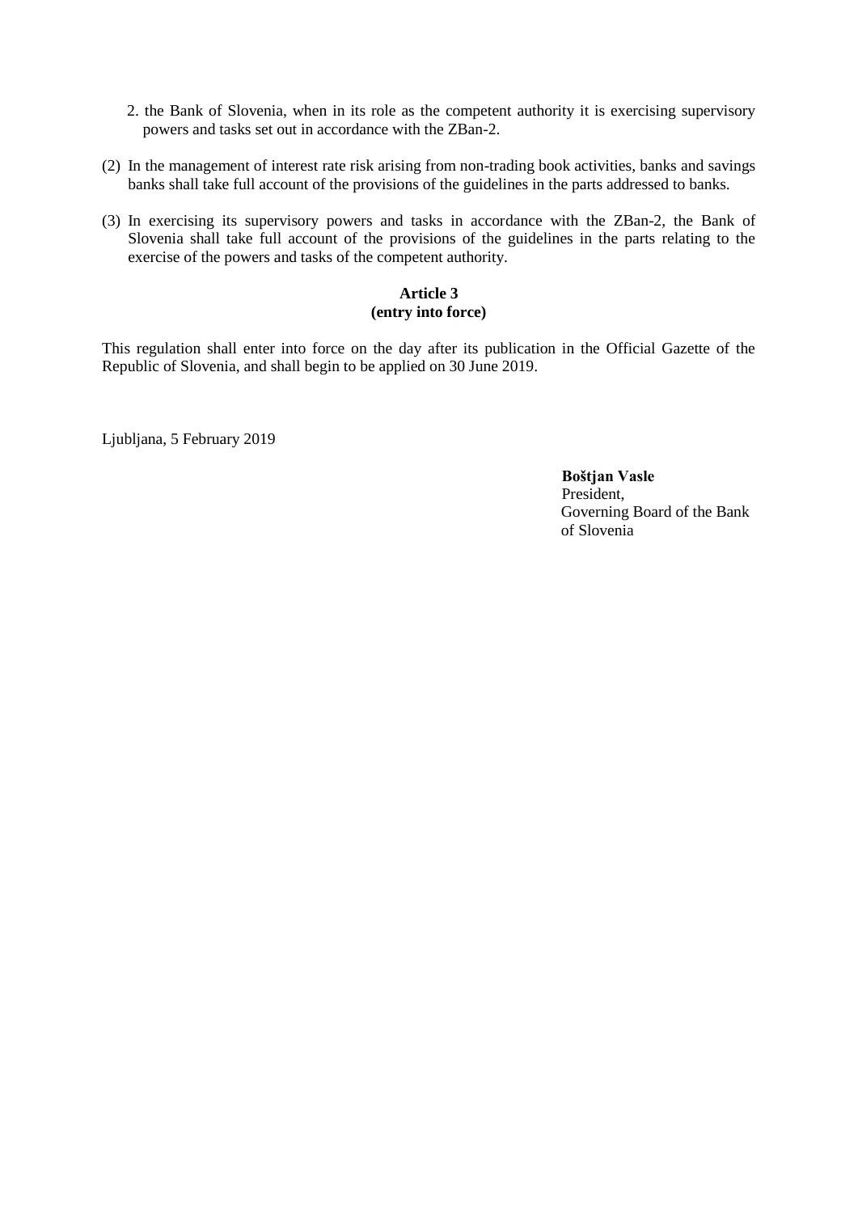2. the Bank of Slovenia, when in its role as the competent authority it is exercising supervisory powers and tasks set out in accordance with the ZBan-2.

(2) In the management of interest rate risk arising from non-trading book activities, banks and savings banks shall take full account of the provisions of the guidelines in the parts addressed to banks.

(3) In exercising its supervisory powers and tasks in accordance with the ZBan-2, the Bank of Slovenia shall take full account of the provisions of the guidelines in the parts relating to the exercise of the powers and tasks of the competent authority.

**Article 3**
**(entry into force)**

This regulation shall enter into force on the day after its publication in the Official Gazette of the Republic of Slovenia, and shall begin to be applied on 30 June 2019.

Ljubljana, 5 February 2019

**Boštjan Vasle**
President,
Governing Board of the Bank of Slovenia